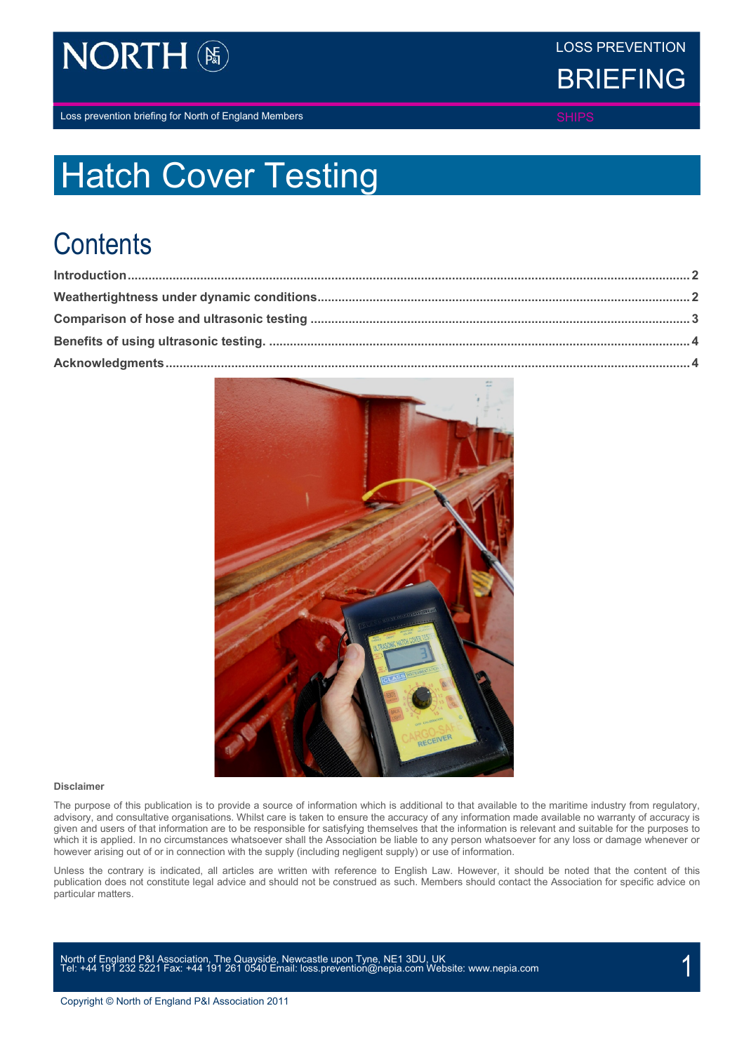NORTH

LOSS PREVENTION

BRIEFING

Loss prevention briefing for North of England Members

SHIPS

# Hatch Cover Testing

## Contents

- Introduction ... 2
- Weathertightness under dynamic conditions ... 2
- Comparison of hose and ultrasonic testing ... 3
- Benefits of using ultrasonic testing. ... 4
- Acknowledgments ... 4

**Disclaimer**

The purpose of this publication is to provide a source of information which is additional to that available to the maritime industry from regulatory, advisory, and consultative organisations. Whilst care is taken to ensure the accuracy of any information made available no warranty of accuracy is given and users of that information are to be responsible for satisfying themselves that the information is relevant and suitable for the purposes to which it is applied. In no circumstances whatsoever shall the Association be liable to any person whatsoever for any loss or damage whenever or however arising out of or in connection with the supply (including negligent supply) or use of information.

Unless the contrary is indicated, all articles are written with reference to English Law. However, it should be noted that the content of this publication does not constitute legal advice and should not be construed as such. Members should contact the Association for specific advice on particular matters.

North of England P&I Association, The Quayside, Newcastle upon Tyne, NE1 3DU, UK
Tel: +44 191 232 5221 Fax: +44 191 261 0540 Email: loss.prevention@nepia.com Website: www.nepia.com

Copyright © North of England P&I Association 2011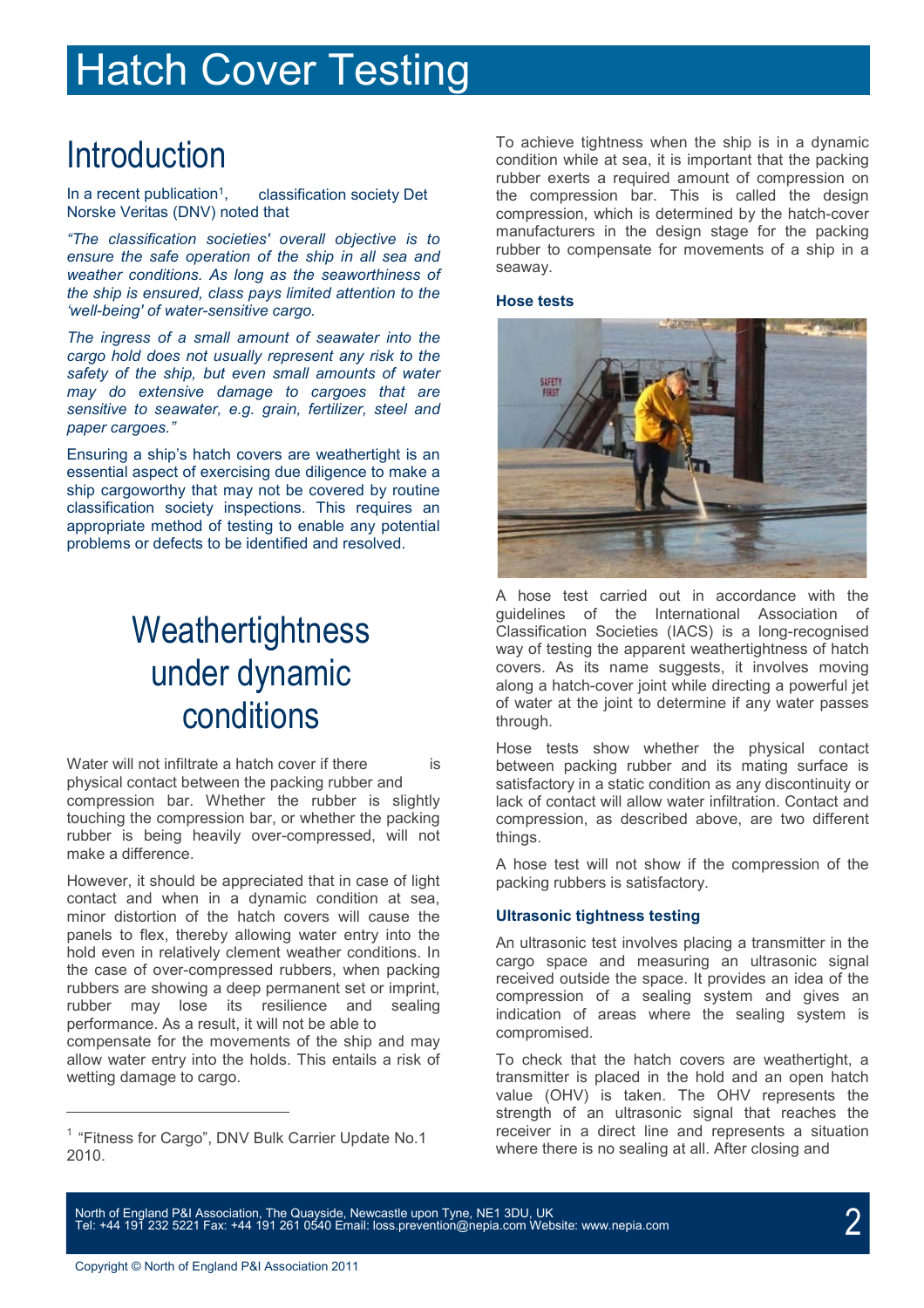# Hatch Cover Testing

## Introduction

In a recent publication[1], classification society Det Norske Veritas (DNV) noted that

*"The classification societies' overall objective is to ensure the safe operation of the ship in all sea and weather conditions. As long as the seaworthiness of the ship is ensured, class pays limited attention to the 'well-being' of water-sensitive cargo.*

*The ingress of a small amount of seawater into the cargo hold does not usually represent any risk to the safety of the ship, but even small amounts of water may do extensive damage to cargoes that are sensitive to seawater, e.g. grain, fertilizer, steel and paper cargoes."*

Ensuring a ship's hatch covers are weathertight is an essential aspect of exercising due diligence to make a ship cargoworthy that may not be covered by routine classification society inspections. This requires an appropriate method of testing to enable any potential problems or defects to be identified and resolved.

## Weathertightness under dynamic conditions

Water will not infiltrate a hatch cover if there is physical contact between the packing rubber and compression bar. Whether the rubber is slightly touching the compression bar, or whether the packing rubber is being heavily over-compressed, will not make a difference.

However, it should be appreciated that in case of light contact and when in a dynamic condition at sea, minor distortion of the hatch covers will cause the panels to flex, thereby allowing water entry into the hold even in relatively clement weather conditions. In the case of over-compressed rubbers, when packing rubbers are showing a deep permanent set or imprint, rubber may lose its resilience and sealing performance. As a result, it will not be able to compensate for the movements of the ship and may allow water entry into the holds. This entails a risk of wetting damage to cargo.

To achieve tightness when the ship is in a dynamic condition while at sea, it is important that the packing rubber exerts a required amount of compression on the compression bar. This is called the design compression, which is determined by the hatch-cover manufacturers in the design stage for the packing rubber to compensate for movements of a ship in a seaway.

### Hose tests

A hose test carried out in accordance with the guidelines of the International Association of Classification Societies (IACS) is a long-recognised way of testing the apparent weathertightness of hatch covers. As its name suggests, it involves moving along a hatch-cover joint while directing a powerful jet of water at the joint to determine if any water passes through.

Hose tests show whether the physical contact between packing rubber and its mating surface is satisfactory in a static condition as any discontinuity or lack of contact will allow water infiltration. Contact and compression, as described above, are two different things.

A hose test will not show if the compression of the packing rubbers is satisfactory.

### Ultrasonic tightness testing

An ultrasonic test involves placing a transmitter in the cargo space and measuring an ultrasonic signal received outside the space. It provides an idea of the compression of a sealing system and gives an indication of areas where the sealing system is compromised.

To check that the hatch covers are weathertight, a transmitter is placed in the hold and an open hatch value (OHV) is taken. The OHV represents the strength of an ultrasonic signal that reaches the receiver in a direct line and represents a situation where there is no sealing at all. After closing and

---

[1] "Fitness for Cargo", DNV Bulk Carrier Update No.1 2010.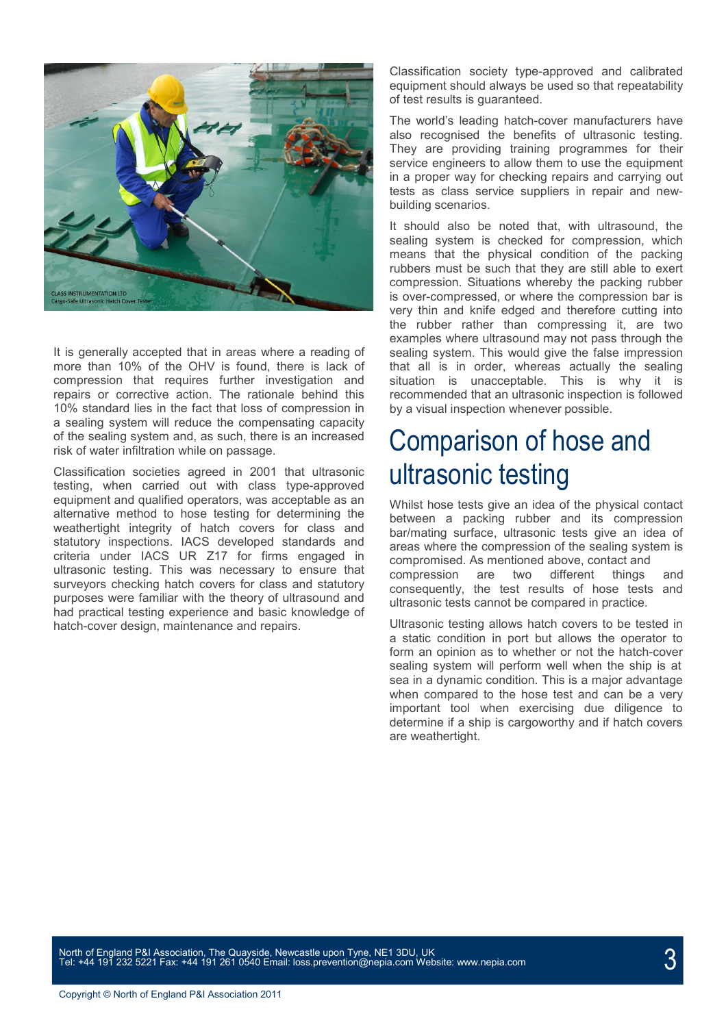It is generally accepted that in areas where a reading of more than 10% of the OHV is found, there is lack of compression that requires further investigation and repairs or corrective action. The rationale behind this 10% standard lies in the fact that loss of compression in a sealing system will reduce the compensating capacity of the sealing system and, as such, there is an increased risk of water infiltration while on passage.

Classification societies agreed in 2001 that ultrasonic testing, when carried out with class type-approved equipment and qualified operators, was acceptable as an alternative method to hose testing for determining the weathertight integrity of hatch covers for class and statutory inspections. IACS developed standards and criteria under IACS UR Z17 for firms engaged in ultrasonic testing. This was necessary to ensure that surveyors checking hatch covers for class and statutory purposes were familiar with the theory of ultrasound and had practical testing experience and basic knowledge of hatch-cover design, maintenance and repairs.

Classification society type-approved and calibrated equipment should always be used so that repeatability of test results is guaranteed.

The world's leading hatch-cover manufacturers have also recognised the benefits of ultrasonic testing. They are providing training programmes for their service engineers to allow them to use the equipment in a proper way for checking repairs and carrying out tests as class service suppliers in repair and new-building scenarios.

It should also be noted that, with ultrasound, the sealing system is checked for compression, which means that the physical condition of the packing rubbers must be such that they are still able to exert compression. Situations whereby the packing rubber is over-compressed, or where the compression bar is very thin and knife edged and therefore cutting into the rubber rather than compressing it, are two examples where ultrasound may not pass through the sealing system. This would give the false impression that all is in order, whereas actually the sealing situation is unacceptable. This is why it is recommended that an ultrasonic inspection is followed by a visual inspection whenever possible.

# Comparison of hose and ultrasonic testing

Whilst hose tests give an idea of the physical contact between a packing rubber and its compression bar/mating surface, ultrasonic tests give an idea of areas where the compression of the sealing system is compromised. As mentioned above, contact and compression are two different things and consequently, the test results of hose tests and ultrasonic tests cannot be compared in practice.

Ultrasonic testing allows hatch covers to be tested in a static condition in port but allows the operator to form an opinion as to whether or not the hatch-cover sealing system will perform well when the ship is at sea in a dynamic condition. This is a major advantage when compared to the hose test and can be a very important tool when exercising due diligence to determine if a ship is cargoworthy and if hatch covers are weathertight.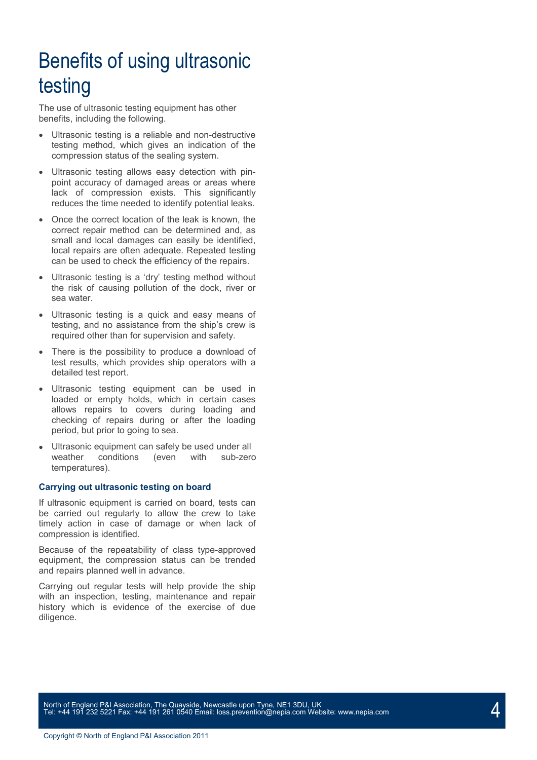# Benefits of using ultrasonic testing

The use of ultrasonic testing equipment has other benefits, including the following.

- Ultrasonic testing is a reliable and non-destructive testing method, which gives an indication of the compression status of the sealing system.
- Ultrasonic testing allows easy detection with pin-point accuracy of damaged areas or areas where lack of compression exists. This significantly reduces the time needed to identify potential leaks.
- Once the correct location of the leak is known, the correct repair method can be determined and, as small and local damages can easily be identified, local repairs are often adequate. Repeated testing can be used to check the efficiency of the repairs.
- Ultrasonic testing is a 'dry' testing method without the risk of causing pollution of the dock, river or sea water.
- Ultrasonic testing is a quick and easy means of testing, and no assistance from the ship's crew is required other than for supervision and safety.
- There is the possibility to produce a download of test results, which provides ship operators with a detailed test report.
- Ultrasonic testing equipment can be used in loaded or empty holds, which in certain cases allows repairs to covers during loading and checking of repairs during or after the loading period, but prior to going to sea.
- Ultrasonic equipment can safely be used under all weather conditions (even with sub-zero temperatures).

**Carrying out ultrasonic testing on board**

If ultrasonic equipment is carried on board, tests can be carried out regularly to allow the crew to take timely action in case of damage or when lack of compression is identified.

Because of the repeatability of class type-approved equipment, the compression status can be trended and repairs planned well in advance.

Carrying out regular tests will help provide the ship with an inspection, testing, maintenance and repair history which is evidence of the exercise of due diligence.